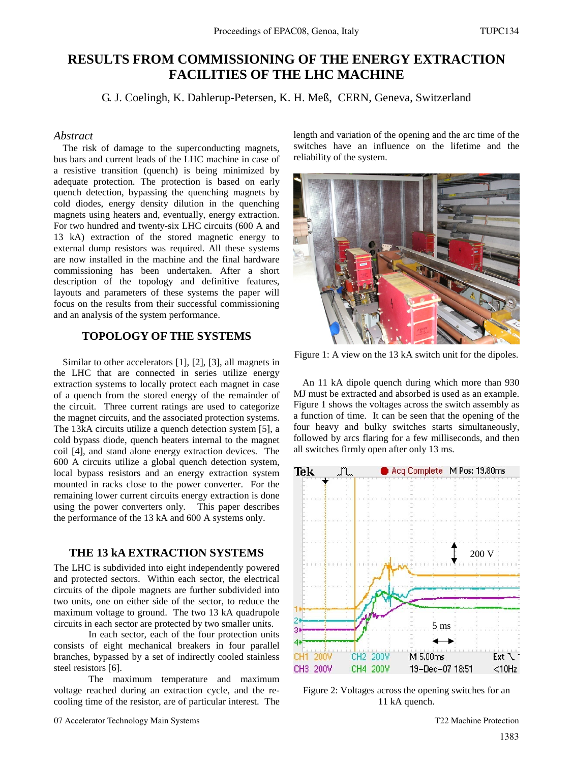# RESULTS FROM COMMISSIONING OF THE ENERGY EXTRACTION FACILITIES OF THE LHC MACHINE

G. J. Coelingh, K. Dahlerup-Petersen, K. H. Meß, CERN, Geneva, Switzerland

### *Abstract*

The risk of damage to the superconducting magnets, bus bars and current leads of the LHC machine in case of a resistive transition (quench) is being minimized by adequate protection. The protection is based on early quench detection, bypassing the quenching magnets by cold diodes, energy density dilution in the quenching magnets using heaters and, eventually, energy extraction. For two hundred and twenty-six LHC circuits (600 A and 13 kA) extraction of the stored magnetic energy to external dump resistors was required. All these systems are now installed in the machine and the final hardware commissioning has been undertaken. After a short description of the topology and definitive features, layouts and parameters of these systems the paper will focus on the results from their successful commissioning and an analysis of the system performance.

## TOPOLOGY OF THE SYSTEMS

Similar to other accelerators [1], [2], [3], all magnets in the LHC that are connected in series utilize energy extraction systems to locally protect each magnet in case of a quench from the stored energy of the remainder of the circuit. Three current ratings are used to categorize the magnet circuits, and the associated protection systems. The 13kA circuits utilize a quench detection system [5], a cold bypass diode, quench heaters internal to the magnet coil [4], and stand alone energy extraction devices. The 600 A circuits utilize a global quench detection system, local bypass resistors and an energy extraction system mounted in racks close to the power converter. For the remaining lower current circuits energy extraction is done using the power converters only. This paper describes the performance of the 13 kA and 600 A systems only.

## THE 13 kA EXTRACTION SYSTEMS

The LHC is subdivided into eight independently powered and protected sectors. Within each sector, the electrical circuits of the dipole magnets are further subdivided into two units, one on either side of the sector, to reduce the maximum voltage to ground. The two 13 kA quadrupole circuits in each sector are protected by two smaller units.

In each sector, each of the four protection units consists of eight mechanical breakers in four parallel branches, bypassed by a set of indirectly cooled stainless steel resistors [6].

The maximum temperature and maximum voltage reached during an extraction cycle, and the re-cooling time of the resistor, are of particular interest. The length and variation of the opening and the arc time of the switches have an influence on the lifetime and the reliability of the system.

Figure 1: A view on the 13 kA switch unit for the dipoles.

An 11 kA dipole quench during which more than 930 MJ must be extracted and absorbed is used as an example. Figure 1 shows the voltages across the switch assembly as a function of time. It can be seen that the opening of the four heavy and bulky switches starts simultaneously, followed by arcs flaring for a few milliseconds, and then all switches firmly open after only 13 ms.

Figure 2: Voltages across the opening switches for an 11 kA quench.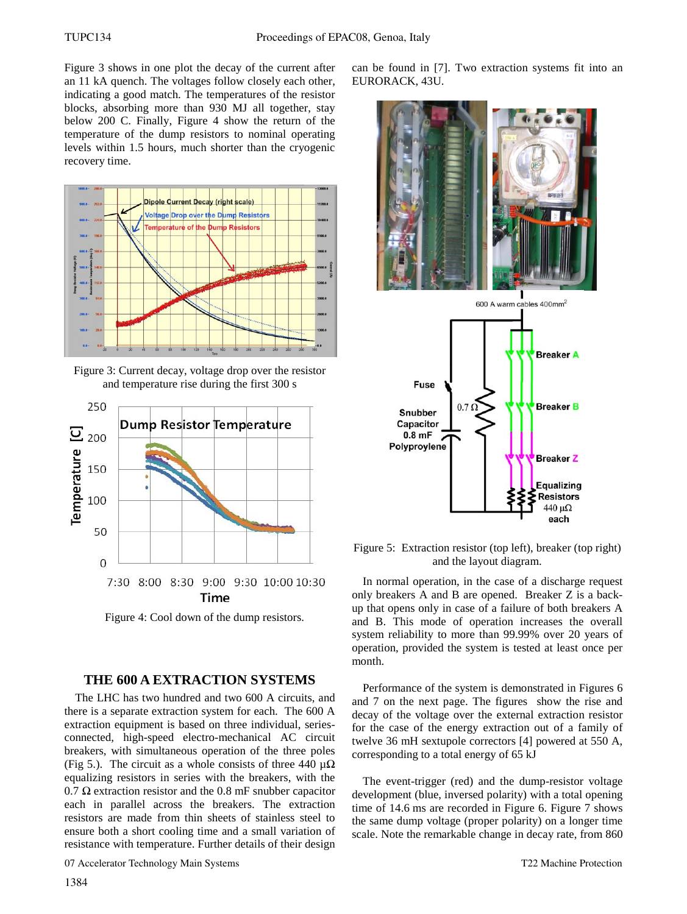Figure 3 shows in one plot the decay of the current after an 11 kA quench. The voltages follow closely each other, indicating a good match. The temperatures of the resistor blocks, absorbing more than 930 MJ all together, stay below 200 C. Finally, Figure 4 show the return of the temperature of the dump resistors to nominal operating levels within 1.5 hours, much shorter than the cryogenic recovery time.

Figure 3: Current decay, voltage drop over the resistor and temperature rise during the first 300 s

Figure 4: Cool down of the dump resistors.

## THE 600 A EXTRACTION SYSTEMS

The LHC has two hundred and two 600 A circuits, and there is a separate extraction system for each. The 600 A extraction equipment is based on three individual, series-connected, high-speed electro-mechanical AC circuit breakers, with simultaneous operation of the three poles (Fig 5.). The circuit as a whole consists of three 440 μΩ equalizing resistors in series with the breakers, with the 0.7 Ω extraction resistor and the 0.8 mF snubber capacitor each in parallel across the breakers. The extraction resistors are made from thin sheets of stainless steel to ensure both a short cooling time and a small variation of resistance with temperature. Further details of their design can be found in [7]. Two extraction systems fit into an EURORACK, 43U.

Figure 5: Extraction resistor (top left), breaker (top right) and the layout diagram.

In normal operation, in the case of a discharge request only breakers A and B are opened. Breaker Z is a back-up that opens only in case of a failure of both breakers A and B. This mode of operation increases the overall system reliability to more than 99.99% over 20 years of operation, provided the system is tested at least once per month.

Performance of the system is demonstrated in Figures 6 and 7 on the next page. The figures show the rise and decay of the voltage over the external extraction resistor for the case of the energy extraction out of a family of twelve 36 mH sextupole correctors [4] powered at 550 A, corresponding to a total energy of 65 kJ

The event-trigger (red) and the dump-resistor voltage development (blue, inversed polarity) with a total opening time of 14.6 ms are recorded in Figure 6. Figure 7 shows the same dump voltage (proper polarity) on a longer time scale. Note the remarkable change in decay rate, from 860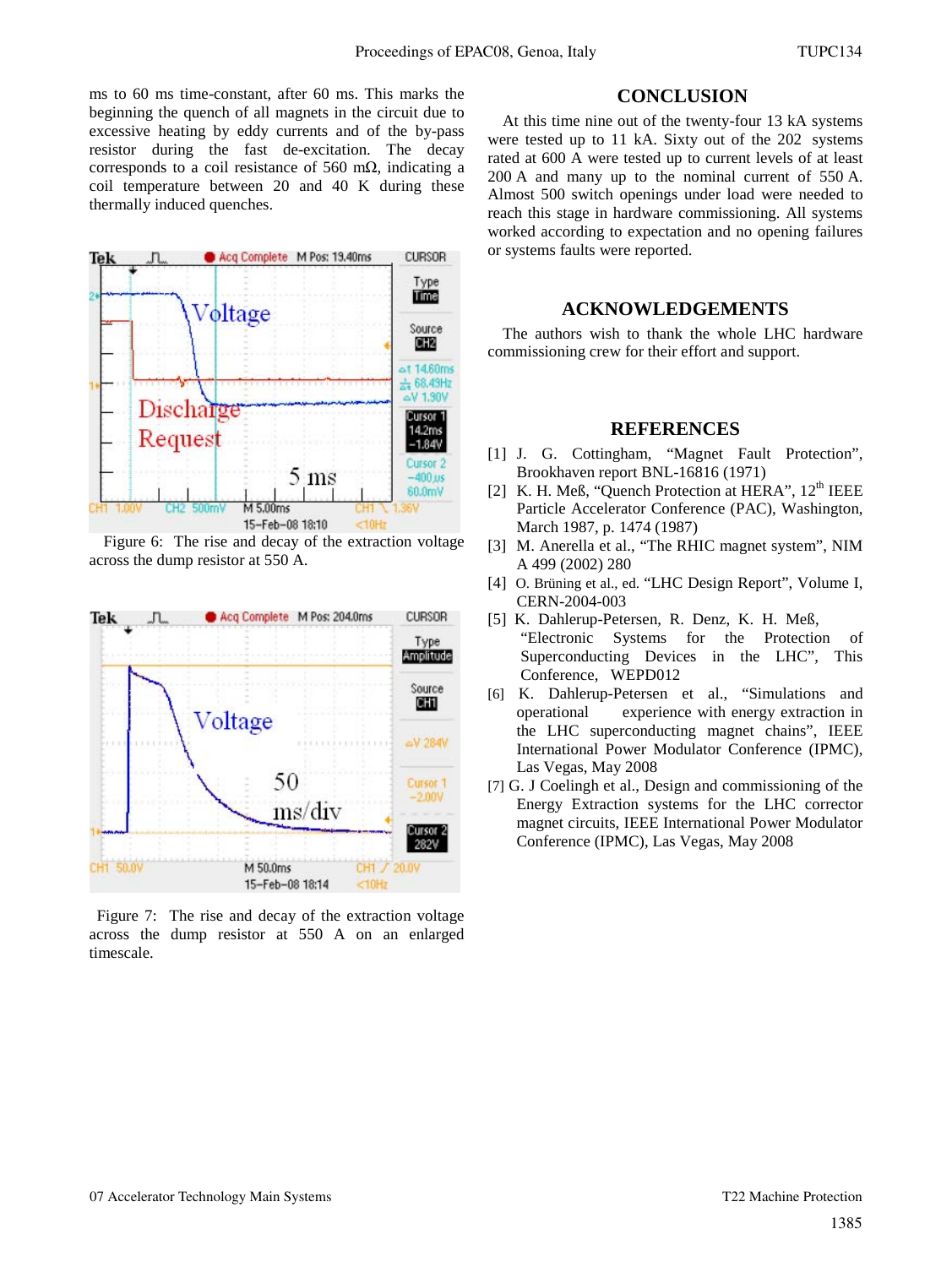ms to 60 ms time-constant, after 60 ms. This marks the beginning the quench of all magnets in the circuit due to excessive heating by eddy currents and of the by-pass resistor during the fast de-excitation. The decay corresponds to a coil resistance of 560 mΩ, indicating a coil temperature between 20 and 40 K during these thermally induced quenches.

Figure 6: The rise and decay of the extraction voltage across the dump resistor at 550 A.

Figure 7: The rise and decay of the extraction voltage across the dump resistor at 550 A on an enlarged timescale.

## CONCLUSION

At this time nine out of the twenty-four 13 kA systems were tested up to 11 kA. Sixty out of the 202 systems rated at 600 A were tested up to current levels of at least 200 A and many up to the nominal current of 550 A. Almost 500 switch openings under load were needed to reach this stage in hardware commissioning. All systems worked according to expectation and no opening failures or systems faults were reported.

## ACKNOWLEDGEMENTS

The authors wish to thank the whole LHC hardware commissioning crew for their effort and support.

## REFERENCES

[1] J. G. Cottingham, "Magnet Fault Protection", Brookhaven report BNL-16816 (1971)

[2] K. H. Meß, "Quench Protection at HERA", 12th IEEE Particle Accelerator Conference (PAC), Washington, March 1987, p. 1474 (1987)

[3] M. Anerella et al., "The RHIC magnet system", NIM A 499 (2002) 280

[4] O. Brüning et al., ed. "LHC Design Report", Volume I, CERN-2004-003

[5] K. Dahlerup-Petersen, R. Denz, K. H. Meß, "Electronic Systems for the Protection of Superconducting Devices in the LHC", This Conference, WEPD012

[6] K. Dahlerup-Petersen et al., "Simulations and operational experience with energy extraction in the LHC superconducting magnet chains", IEEE International Power Modulator Conference (IPMC), Las Vegas, May 2008

[7] G. J Coelingh et al., Design and commissioning of the Energy Extraction systems for the LHC corrector magnet circuits, IEEE International Power Modulator Conference (IPMC), Las Vegas, May 2008